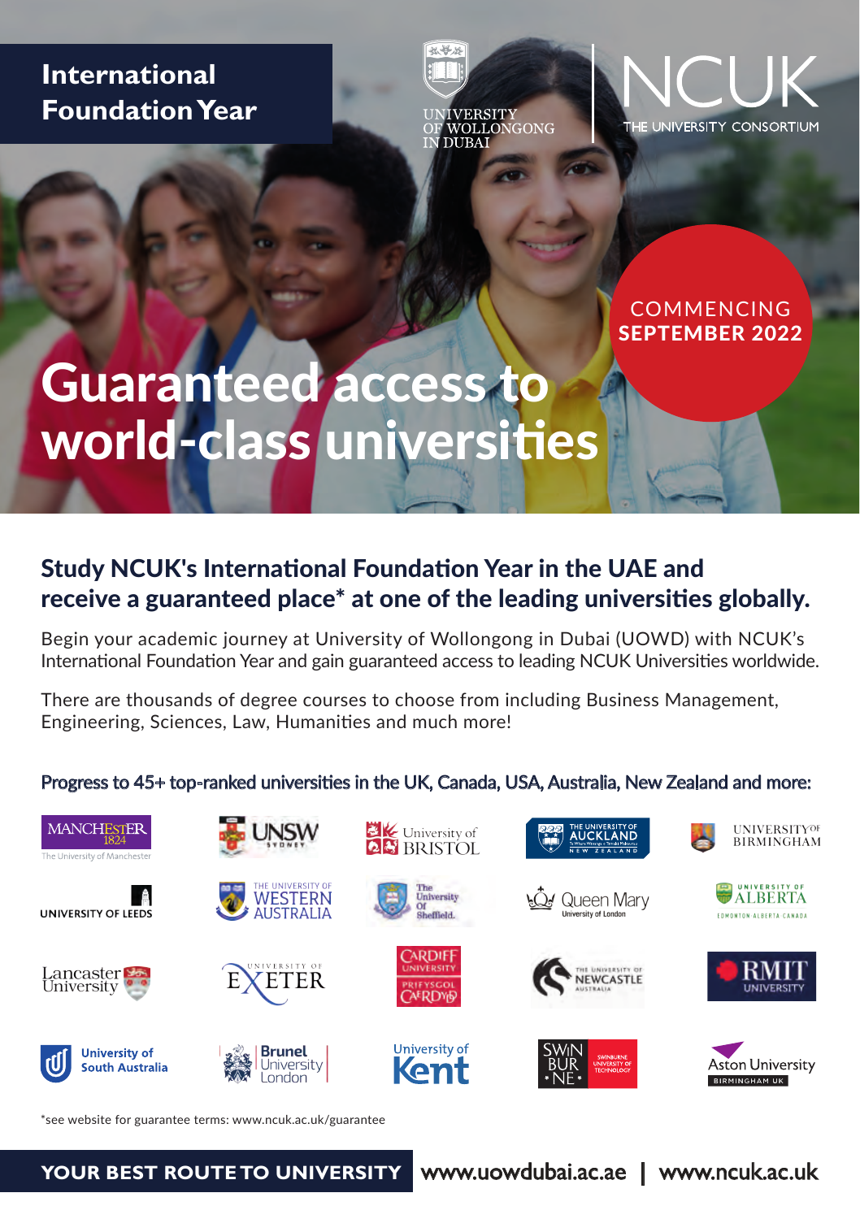**International Foundation Year**

UNIVERSITY OF WOLLONGONG IN DUBAI

NCUK THE UNIVERSITY CONSORTIUM

COMMENCING **SEPTEMBER 2022**

# Guaranteed access to world-class universities

## Study NCUK's International Foundation Year in the UAE and receive a guaranteed place* at one of the leading universities globally.

Begin your academic journey at University of Wollongong in Dubai (UOWD) with NCUK's International Foundation Year and gain guaranteed access to leading NCUK Universities worldwide.

There are thousands of degree courses to choose from including Business Management, Engineering, Sciences, Law, Humanities and much more!

### Progress to 45+ top-ranked universities in the UK, Canada, USA, Australia, New Zealand and more:

- The University of Manchester
- UNSW Sydney
- University of Bristol
- The University of Auckland, New Zealand
- University of Birmingham
- University of Leeds
- The University of Western Australia
- The University of Sheffield
- Queen Mary University of London
- University of Alberta, Edmonton Alberta Canada
- Lancaster University
- University of Exeter
- Cardiff University / Prifysgol Caerdydd
- The University of Newcastle Australia
- RMIT University
- University of South Australia
- Brunel University London
- University of Kent
- Swinburne University of Technology
- Aston University Birmingham UK

*see website for guarantee terms: www.ncuk.ac.uk/guarantee

**YOUR BEST ROUTE TO UNIVERSITY** www.uowdubai.ac.ae | www.ncuk.ac.uk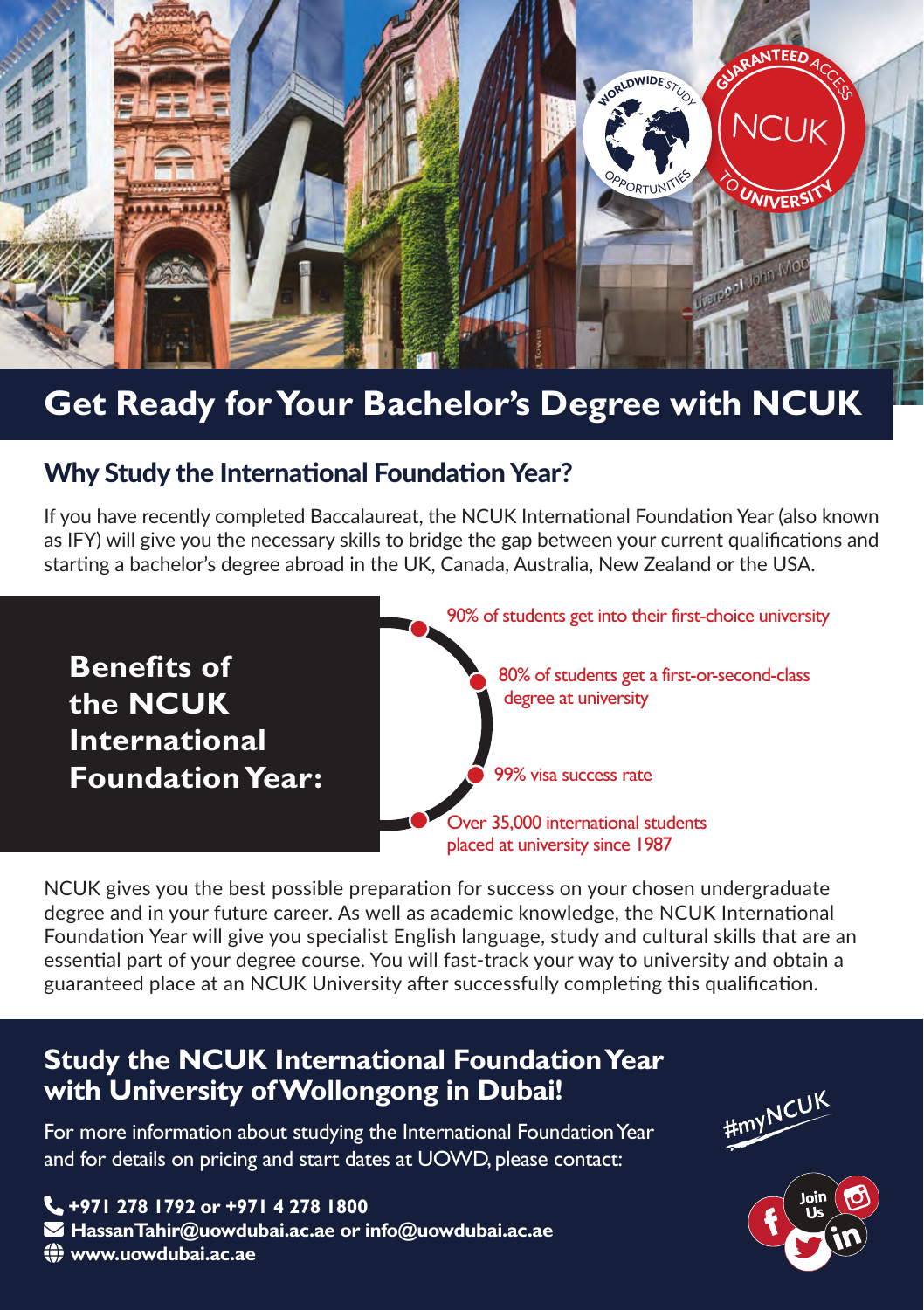# Get Ready for Your Bachelor's Degree with NCUK

## Why Study the International Foundation Year?

If you have recently completed Baccalaureat, the NCUK International Foundation Year (also known as IFY) will give you the necessary skills to bridge the gap between your current qualifications and starting a bachelor's degree abroad in the UK, Canada, Australia, New Zealand or the USA.

## Benefits of the NCUK International Foundation Year:

- 90% of students get into their first-choice university
- 80% of students get a first-or-second-class degree at university
- 99% visa success rate
- Over 35,000 international students placed at university since 1987

NCUK gives you the best possible preparation for success on your chosen undergraduate degree and in your future career. As well as academic knowledge, the NCUK International Foundation Year will give you specialist English language, study and cultural skills that are an essential part of your degree course. You will fast-track your way to university and obtain a guaranteed place at an NCUK University after successfully completing this qualification.

## Study the NCUK International Foundation Year with University of Wollongong in Dubai!

For more information about studying the International Foundation Year and for details on pricing and start dates at UOWD, please contact:

**+971 278 1792 or +971 4 278 1800**
**HassanTahir@uowdubai.ac.ae or info@uowdubai.ac.ae**
**www.uowdubai.ac.ae**

#myNCUK

Join Us